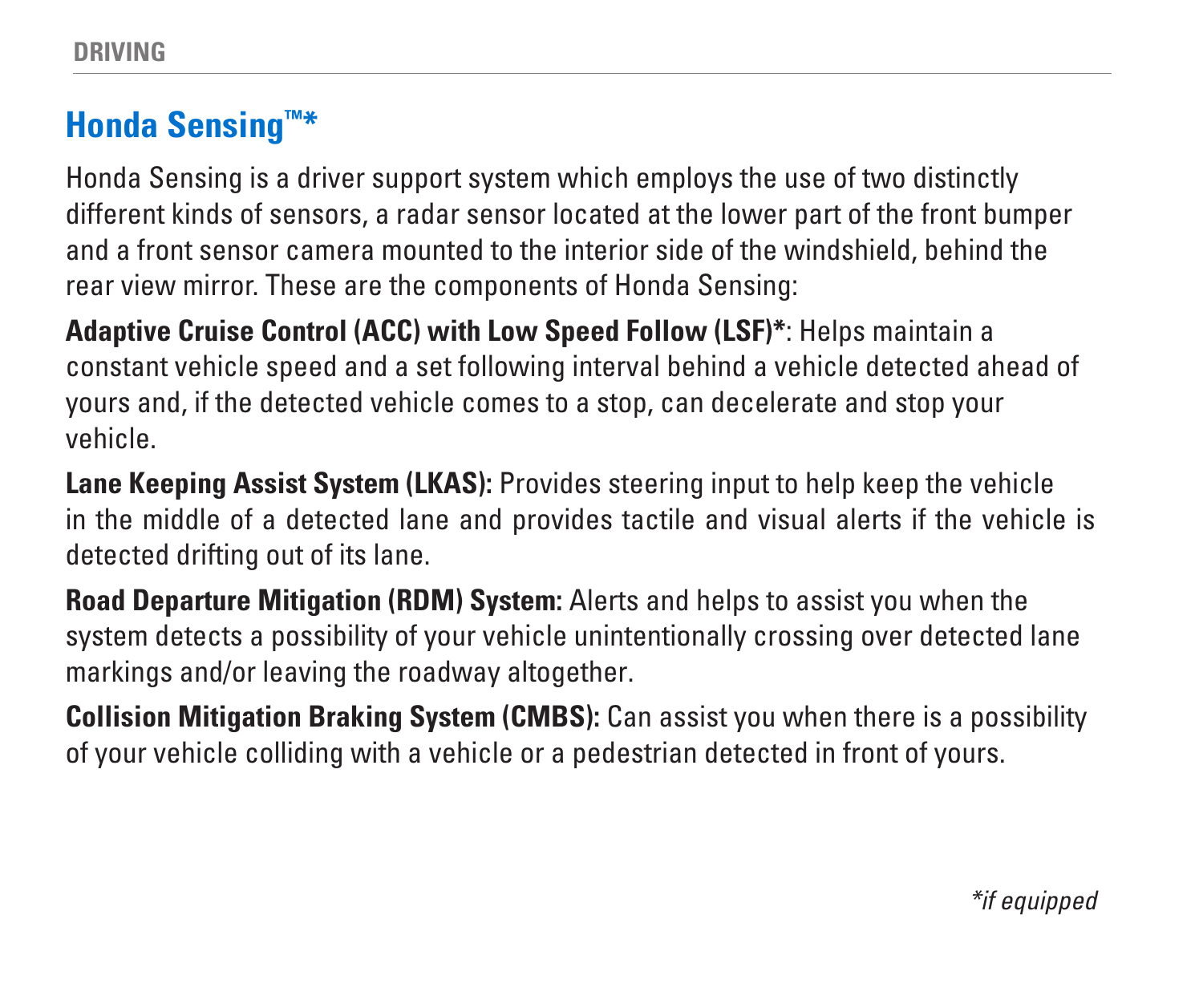# Honda Sensing™*

Honda Sensing is a driver support system which employs the use of two distinctly different kinds of sensors, a radar sensor located at the lower part of the front bumper and a front sensor camera mounted to the interior side of the windshield, behind the rear view mirror. These are the components of Honda Sensing:

**Adaptive Cruise Control (ACC) with Low Speed Follow (LSF)***: Helps maintain a constant vehicle speed and a set following interval behind a vehicle detected ahead of yours and, if the detected vehicle comes to a stop, can decelerate and stop your vehicle.

**Lane Keeping Assist System (LKAS):** Provides steering input to help keep the vehicle in the middle of a detected lane and provides tactile and visual alerts if the vehicle is detected drifting out of its lane.

**Road Departure Mitigation (RDM) System:** Alerts and helps to assist you when the system detects a possibility of your vehicle unintentionally crossing over detected lane markings and/or leaving the roadway altogether.

**Collision Mitigation Braking System (CMBS):** Can assist you when there is a possibility of your vehicle colliding with a vehicle or a pedestrian detected in front of yours.

**if equipped*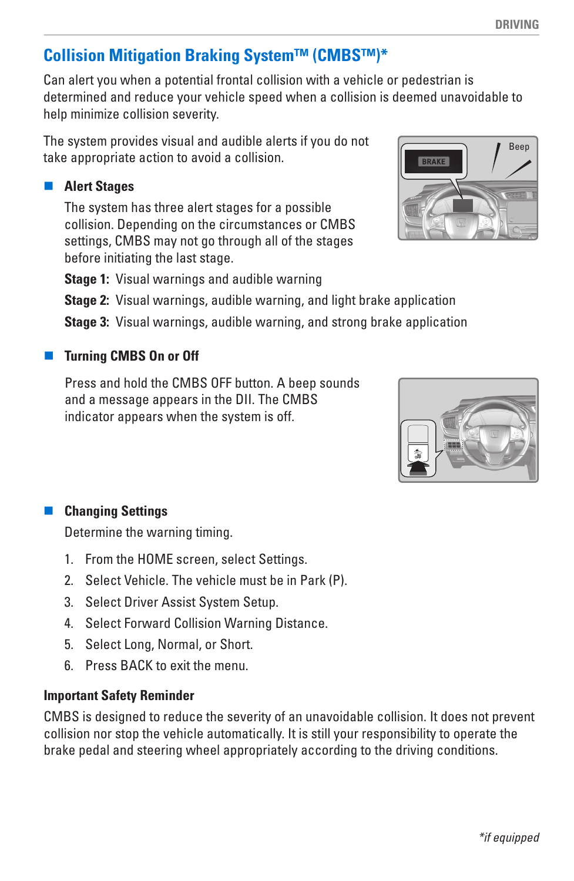## Collision Mitigation Braking System™ (CMBS™)*

Can alert you when a potential frontal collision with a vehicle or pedestrian is determined and reduce your vehicle speed when a collision is deemed unavoidable to help minimize collision severity.

The system provides visual and audible alerts if you do not take appropriate action to avoid a collision.

### Alert Stages

The system has three alert stages for a possible collision. Depending on the circumstances or CMBS settings, CMBS may not go through all of the stages before initiating the last stage.

**Stage 1:** Visual warnings and audible warning

**Stage 2:** Visual warnings, audible warning, and light brake application

**Stage 3:** Visual warnings, audible warning, and strong brake application

### Turning CMBS On or Off

Press and hold the CMBS OFF button. A beep sounds and a message appears in the DII. The CMBS indicator appears when the system is off.

### Changing Settings

Determine the warning timing.

1. From the HOME screen, select Settings.
2. Select Vehicle. The vehicle must be in Park (P).
3. Select Driver Assist System Setup.
4. Select Forward Collision Warning Distance.
5. Select Long, Normal, or Short.
6. Press BACK to exit the menu.

**Important Safety Reminder**

CMBS is designed to reduce the severity of an unavoidable collision. It does not prevent collision nor stop the vehicle automatically. It is still your responsibility to operate the brake pedal and steering wheel appropriately according to the driving conditions.

*if equipped